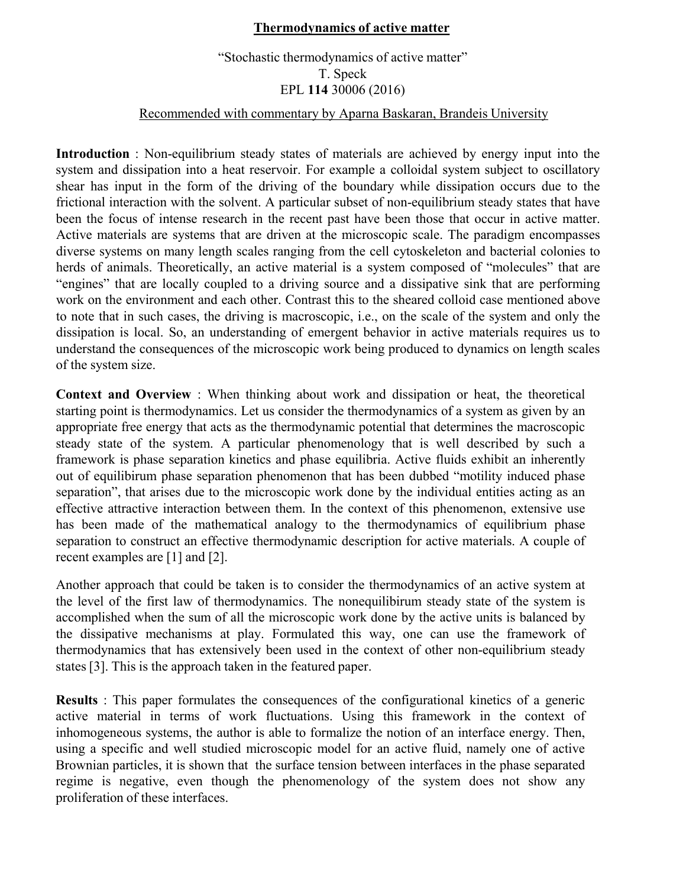# Thermodynamics of active matter

"Stochastic thermodynamics of active matter"
T. Speck
EPL **114** 30006 (2016)

Recommended with commentary by Aparna Baskaran, Brandeis University

**Introduction** : Non-equilibrium steady states of materials are achieved by energy input into the system and dissipation into a heat reservoir. For example a colloidal system subject to oscillatory shear has input in the form of the driving of the boundary while dissipation occurs due to the frictional interaction with the solvent. A particular subset of non-equilibrium steady states that have been the focus of intense research in the recent past have been those that occur in active matter. Active materials are systems that are driven at the microscopic scale. The paradigm encompasses diverse systems on many length scales ranging from the cell cytoskeleton and bacterial colonies to herds of animals. Theoretically, an active material is a system composed of "molecules" that are "engines" that are locally coupled to a driving source and a dissipative sink that are performing work on the environment and each other. Contrast this to the sheared colloid case mentioned above to note that in such cases, the driving is macroscopic, i.e., on the scale of the system and only the dissipation is local. So, an understanding of emergent behavior in active materials requires us to understand the consequences of the microscopic work being produced to dynamics on length scales of the system size.

**Context and Overview** : When thinking about work and dissipation or heat, the theoretical starting point is thermodynamics. Let us consider the thermodynamics of a system as given by an appropriate free energy that acts as the thermodynamic potential that determines the macroscopic steady state of the system. A particular phenomenology that is well described by such a framework is phase separation kinetics and phase equilibria. Active fluids exhibit an inherently out of equilibirum phase separation phenomenon that has been dubbed "motility induced phase separation", that arises due to the microscopic work done by the individual entities acting as an effective attractive interaction between them. In the context of this phenomenon, extensive use has been made of the mathematical analogy to the thermodynamics of equilibrium phase separation to construct an effective thermodynamic description for active materials. A couple of recent examples are [1] and [2].

Another approach that could be taken is to consider the thermodynamics of an active system at the level of the first law of thermodynamics. The nonequilibirum steady state of the system is accomplished when the sum of all the microscopic work done by the active units is balanced by the dissipative mechanisms at play. Formulated this way, one can use the framework of thermodynamics that has extensively been used in the context of other non-equilibrium steady states [3]. This is the approach taken in the featured paper.

**Results** : This paper formulates the consequences of the configurational kinetics of a generic active material in terms of work fluctuations. Using this framework in the context of inhomogeneous systems, the author is able to formalize the notion of an interface energy. Then, using a specific and well studied microscopic model for an active fluid, namely one of active Brownian particles, it is shown that the surface tension between interfaces in the phase separated regime is negative, even though the phenomenology of the system does not show any proliferation of these interfaces.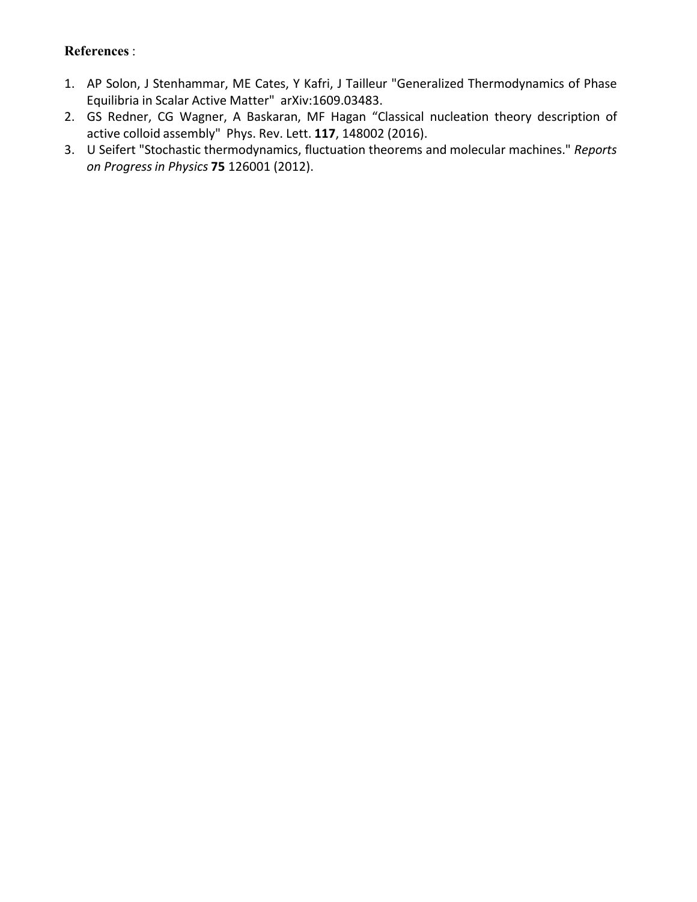**References** :

1. AP Solon, J Stenhammar, ME Cates, Y Kafri, J Tailleur "Generalized Thermodynamics of Phase Equilibria in Scalar Active Matter" arXiv:1609.03483.
2. GS Redner, CG Wagner, A Baskaran, MF Hagan "Classical nucleation theory description of active colloid assembly" Phys. Rev. Lett. **117**, 148002 (2016).
3. U Seifert "Stochastic thermodynamics, fluctuation theorems and molecular machines." *Reports on Progress in Physics* **75** 126001 (2012).